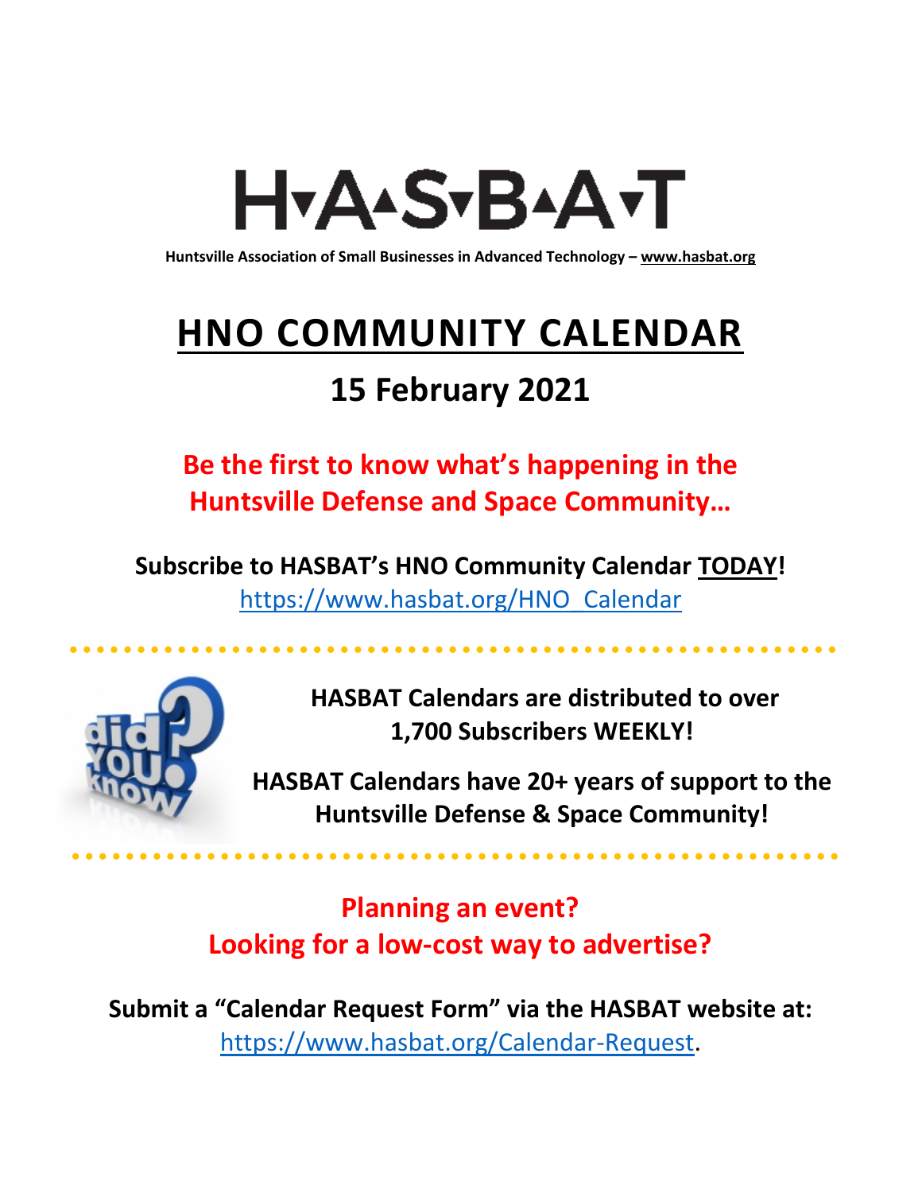# H▾A▴S▾B▴A▾T

**Huntsville Association of Small Businesses in Advanced Technology – www.hasbat.org**

# HNO COMMUNITY CALENDAR

## 15 February 2021

**Be the first to know what's happening in the Huntsville Defense and Space Community…**

**Subscribe to HASBAT's HNO Community Calendar TODAY!**
https://www.hasbat.org/HNO_Calendar

**HASBAT Calendars are distributed to over 1,700 Subscribers WEEKLY!**

**HASBAT Calendars have 20+ years of support to the Huntsville Defense & Space Community!**

**Planning an event?**
**Looking for a low-cost way to advertise?**

**Submit a "Calendar Request Form" via the HASBAT website at:**
https://www.hasbat.org/Calendar-Request.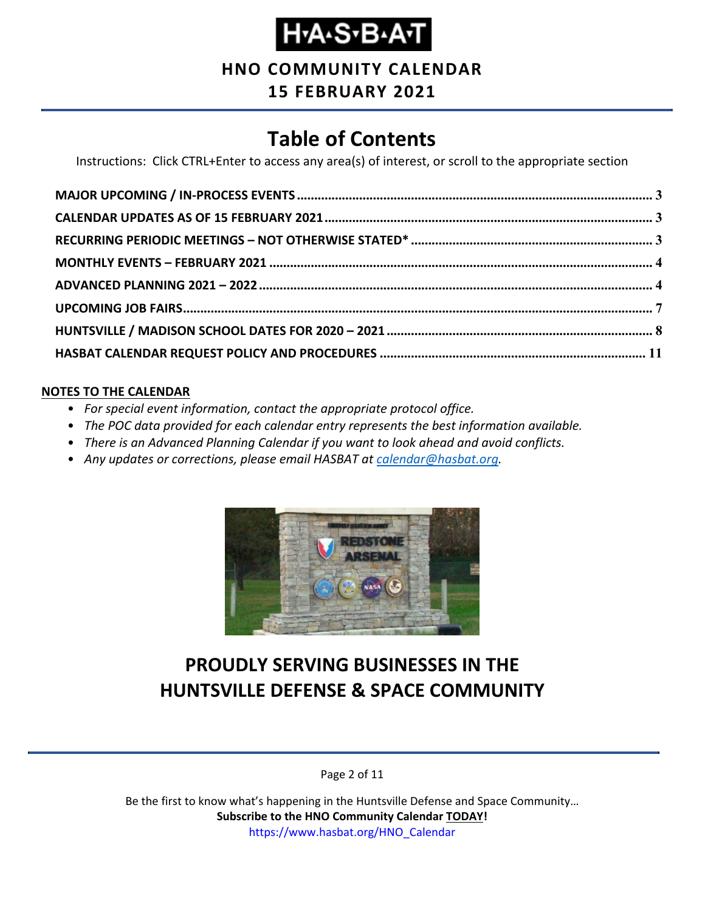# H·A·S·B·A·T

## HNO COMMUNITY CALENDAR
## 15 FEBRUARY 2021

# Table of Contents

Instructions: Click CTRL+Enter to access any area(s) of interest, or scroll to the appropriate section

**MAJOR UPCOMING / IN-PROCESS EVENTS** ..... 3
**CALENDAR UPDATES AS OF 15 FEBRUARY 2021** ..... 3
**RECURRING PERIODIC MEETINGS – NOT OTHERWISE STATED\*** ..... 3
**MONTHLY EVENTS – FEBRUARY 2021** ..... 4
**ADVANCED PLANNING 2021 – 2022** ..... 4
**UPCOMING JOB FAIRS** ..... 7
**HUNTSVILLE / MADISON SCHOOL DATES FOR 2020 – 2021** ..... 8
**HASBAT CALENDAR REQUEST POLICY AND PROCEDURES** ..... 11

**NOTES TO THE CALENDAR**

- *For special event information, contact the appropriate protocol office.*
- *The POC data provided for each calendar entry represents the best information available.*
- *There is an Advanced Planning Calendar if you want to look ahead and avoid conflicts.*
- *Any updates or corrections, please email HASBAT at calendar@hasbat.org.*

## PROUDLY SERVING BUSINESSES IN THE HUNTSVILLE DEFENSE & SPACE COMMUNITY

Be the first to know what's happening in the Huntsville Defense and Space Community…
**Subscribe to the HNO Community Calendar TODAY!**
https://www.hasbat.org/HNO_Calendar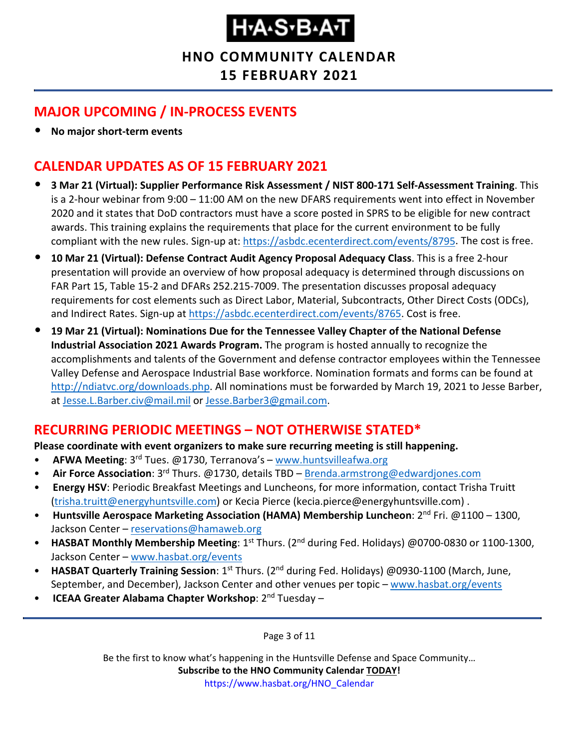# H·A·S·B·A·T

## HNO COMMUNITY CALENDAR
## 15 FEBRUARY 2021

## MAJOR UPCOMING / IN-PROCESS EVENTS

- **No major short-term events**

## CALENDAR UPDATES AS OF 15 FEBRUARY 2021

- **3 Mar 21 (Virtual): Supplier Performance Risk Assessment / NIST 800-171 Self-Assessment Training**. This is a 2-hour webinar from 9:00 – 11:00 AM on the new DFARS requirements went into effect in November 2020 and it states that DoD contractors must have a score posted in SPRS to be eligible for new contract awards. This training explains the requirements that place for the current environment to be fully compliant with the new rules. Sign-up at: https://asbdc.ecenterdirect.com/events/8795. The cost is free.
- **10 Mar 21 (Virtual): Defense Contract Audit Agency Proposal Adequacy Class**. This is a free 2-hour presentation will provide an overview of how proposal adequacy is determined through discussions on FAR Part 15, Table 15-2 and DFARs 252.215-7009. The presentation discusses proposal adequacy requirements for cost elements such as Direct Labor, Material, Subcontracts, Other Direct Costs (ODCs), and Indirect Rates. Sign-up at https://asbdc.ecenterdirect.com/events/8765. Cost is free.
- **19 Mar 21 (Virtual): Nominations Due for the Tennessee Valley Chapter of the National Defense Industrial Association 2021 Awards Program.** The program is hosted annually to recognize the accomplishments and talents of the Government and defense contractor employees within the Tennessee Valley Defense and Aerospace Industrial Base workforce. Nomination formats and forms can be found at http://ndiatvc.org/downloads.php. All nominations must be forwarded by March 19, 2021 to Jesse Barber, at Jesse.L.Barber.civ@mail.mil or Jesse.Barber3@gmail.com.

## RECURRING PERIODIC MEETINGS – NOT OTHERWISE STATED*

**Please coordinate with event organizers to make sure recurring meeting is still happening.**

- **AFWA Meeting**: 3rd Tues. @1730, Terranova's – www.huntsvilleafwa.org
- **Air Force Association**: 3rd Thurs. @1730, details TBD – Brenda.armstrong@edwardjones.com
- **Energy HSV**: Periodic Breakfast Meetings and Luncheons, for more information, contact Trisha Truitt (trisha.truitt@energyhuntsville.com) or Kecia Pierce (kecia.pierce@energyhuntsville.com) .
- **Huntsville Aerospace Marketing Association (HAMA) Membership Luncheon**: 2nd Fri. @1100 – 1300, Jackson Center – reservations@hamaweb.org
- **HASBAT Monthly Membership Meeting**: 1st Thurs. (2nd during Fed. Holidays) @0700-0830 or 1100-1300, Jackson Center – www.hasbat.org/events
- **HASBAT Quarterly Training Session**: 1st Thurs. (2nd during Fed. Holidays) @0930-1100 (March, June, September, and December), Jackson Center and other venues per topic – www.hasbat.org/events
- **ICEAA Greater Alabama Chapter Workshop**: 2nd Tuesday –

Be the first to know what's happening in the Huntsville Defense and Space Community…
**Subscribe to the HNO Community Calendar TODAY!**
https://www.hasbat.org/HNO_Calendar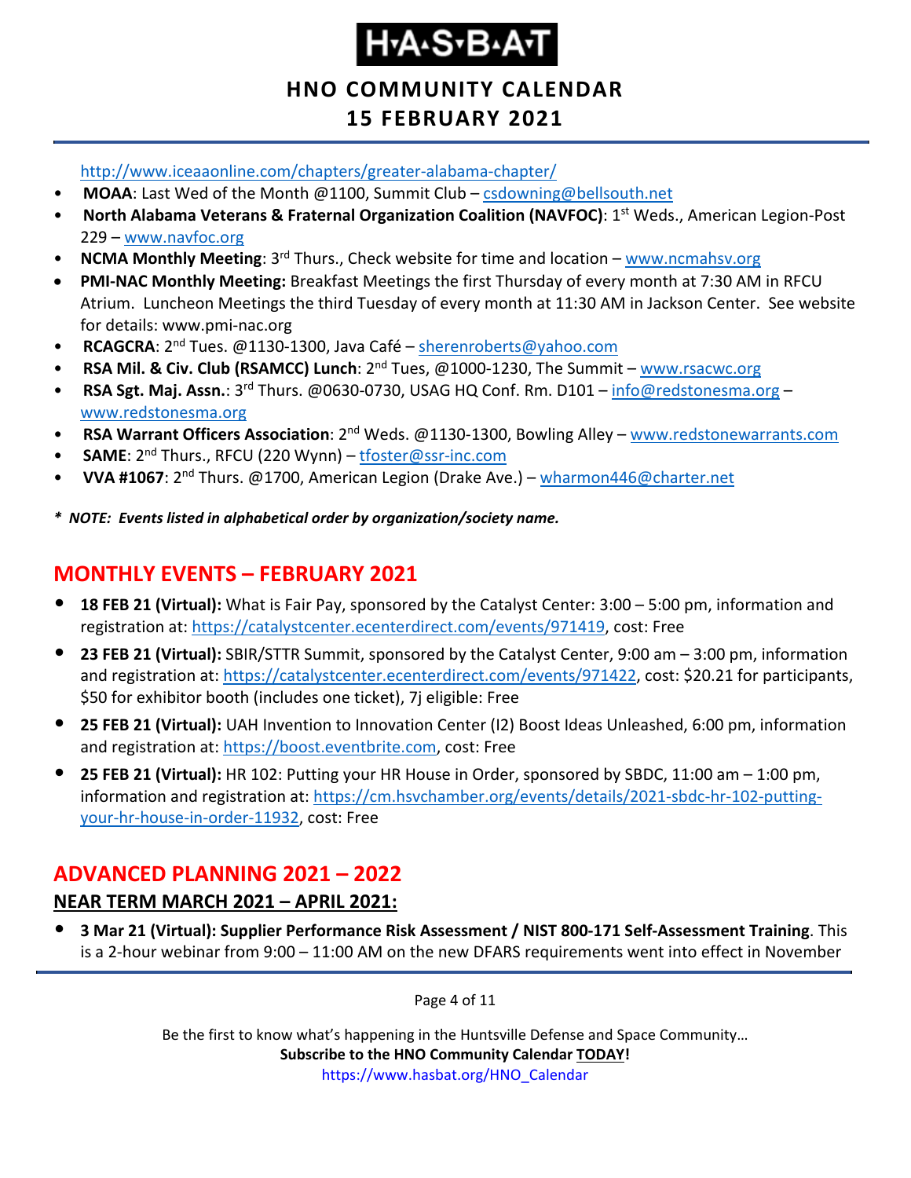http://www.iceaaonline.com/chapters/greater-alabama-chapter/

- **MOAA**: Last Wed of the Month @1100, Summit Club – csdowning@bellsouth.net
- **North Alabama Veterans & Fraternal Organization Coalition (NAVFOC)**: 1st Weds., American Legion-Post 229 – www.navfoc.org
- **NCMA Monthly Meeting**: 3rd Thurs., Check website for time and location – www.ncmahsv.org
- **PMI-NAC Monthly Meeting:** Breakfast Meetings the first Thursday of every month at 7:30 AM in RFCU Atrium. Luncheon Meetings the third Tuesday of every month at 11:30 AM in Jackson Center. See website for details: www.pmi-nac.org
- **RCAGCRA**: 2nd Tues. @1130-1300, Java Café – sherenroberts@yahoo.com
- **RSA Mil. & Civ. Club (RSAMCC) Lunch**: 2nd Tues, @1000-1230, The Summit – www.rsacwc.org
- **RSA Sgt. Maj. Assn.**: 3rd Thurs. @0630-0730, USAG HQ Conf. Rm. D101 – info@redstonesma.org – www.redstonesma.org
- **RSA Warrant Officers Association**: 2nd Weds. @1130-1300, Bowling Alley – www.redstonewarrants.com
- **SAME**: 2nd Thurs., RFCU (220 Wynn) – tfoster@ssr-inc.com
- **VVA #1067**: 2nd Thurs. @1700, American Legion (Drake Ave.) – wharmon446@charter.net

*\* NOTE: Events listed in alphabetical order by organization/society name.*

## MONTHLY EVENTS – FEBRUARY 2021

- **18 FEB 21 (Virtual):** What is Fair Pay, sponsored by the Catalyst Center: 3:00 – 5:00 pm, information and registration at: https://catalystcenter.ecenterdirect.com/events/971419, cost: Free
- **23 FEB 21 (Virtual):** SBIR/STTR Summit, sponsored by the Catalyst Center, 9:00 am – 3:00 pm, information and registration at: https://catalystcenter.ecenterdirect.com/events/971422, cost: $20.21 for participants, $50 for exhibitor booth (includes one ticket), 7j eligible: Free
- **25 FEB 21 (Virtual):** UAH Invention to Innovation Center (I2) Boost Ideas Unleashed, 6:00 pm, information and registration at: https://boost.eventbrite.com, cost: Free
- **25 FEB 21 (Virtual):** HR 102: Putting your HR House in Order, sponsored by SBDC, 11:00 am – 1:00 pm, information and registration at: https://cm.hsvchamber.org/events/details/2021-sbdc-hr-102-putting-your-hr-house-in-order-11932, cost: Free

## ADVANCED PLANNING 2021 – 2022

### NEAR TERM MARCH 2021 – APRIL 2021:

- **3 Mar 21 (Virtual): Supplier Performance Risk Assessment / NIST 800-171 Self-Assessment Training**. This is a 2-hour webinar from 9:00 – 11:00 AM on the new DFARS requirements went into effect in November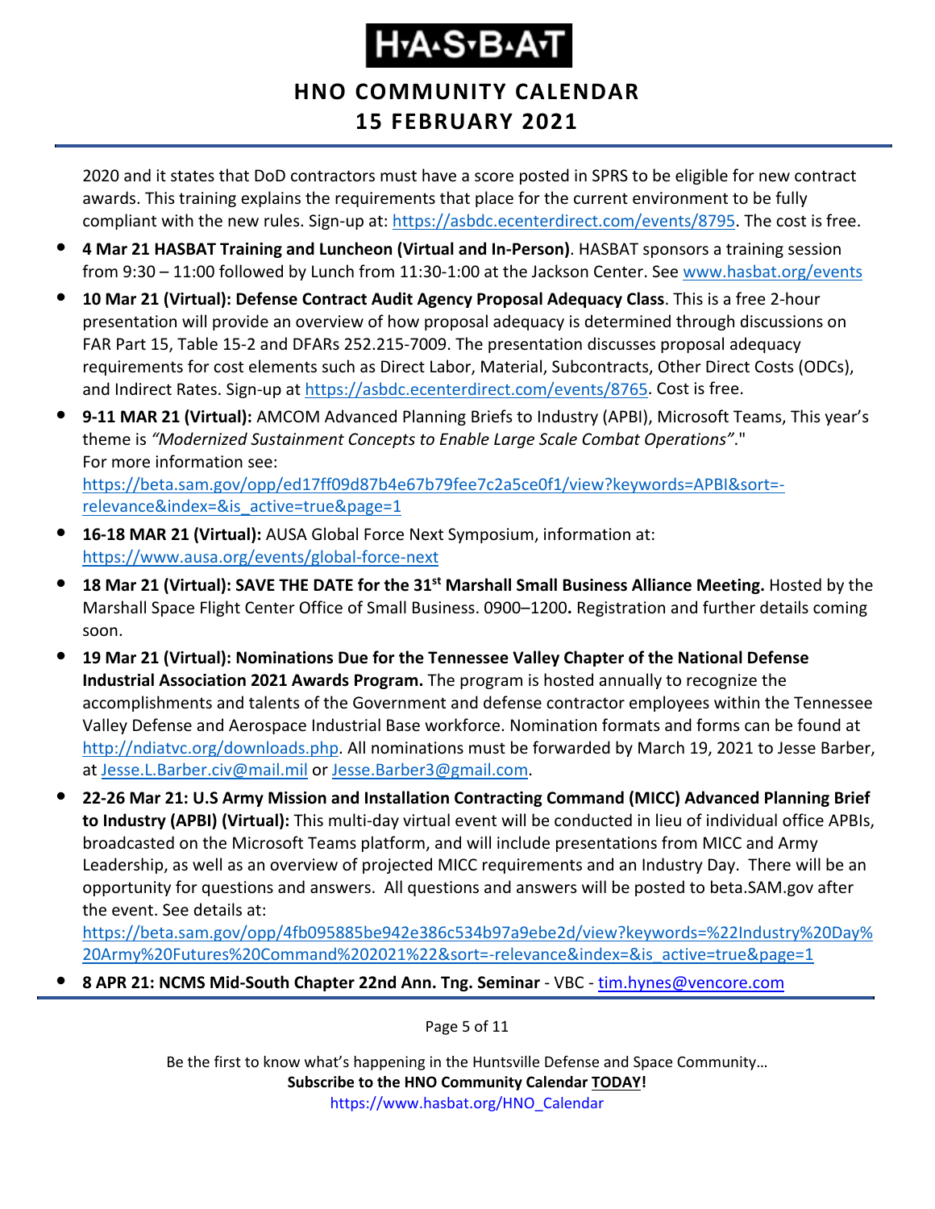2020 and it states that DoD contractors must have a score posted in SPRS to be eligible for new contract awards. This training explains the requirements that place for the current environment to be fully compliant with the new rules. Sign-up at: https://asbdc.ecenterdirect.com/events/8795. The cost is free.

- **4 Mar 21 HASBAT Training and Luncheon (Virtual and In-Person)**. HASBAT sponsors a training session from 9:30 – 11:00 followed by Lunch from 11:30-1:00 at the Jackson Center. See www.hasbat.org/events
- **10 Mar 21 (Virtual): Defense Contract Audit Agency Proposal Adequacy Class**. This is a free 2-hour presentation will provide an overview of how proposal adequacy is determined through discussions on FAR Part 15, Table 15-2 and DFARs 252.215-7009. The presentation discusses proposal adequacy requirements for cost elements such as Direct Labor, Material, Subcontracts, Other Direct Costs (ODCs), and Indirect Rates. Sign-up at https://asbdc.ecenterdirect.com/events/8765. Cost is free.
- **9-11 MAR 21 (Virtual):** AMCOM Advanced Planning Briefs to Industry (APBI), Microsoft Teams, This year's theme is *"Modernized Sustainment Concepts to Enable Large Scale Combat Operations"*."  
  For more information see:  
  https://beta.sam.gov/opp/ed17ff09d87b4e67b79fee7c2a5ce0f1/view?keywords=APBI&sort=-relevance&index=&is_active=true&page=1
- **16-18 MAR 21 (Virtual):** AUSA Global Force Next Symposium, information at: https://www.ausa.org/events/global-force-next
- **18 Mar 21 (Virtual): SAVE THE DATE for the 31st Marshall Small Business Alliance Meeting.** Hosted by the Marshall Space Flight Center Office of Small Business. 0900–1200**.** Registration and further details coming soon.
- **19 Mar 21 (Virtual): Nominations Due for the Tennessee Valley Chapter of the National Defense Industrial Association 2021 Awards Program.** The program is hosted annually to recognize the accomplishments and talents of the Government and defense contractor employees within the Tennessee Valley Defense and Aerospace Industrial Base workforce. Nomination formats and forms can be found at http://ndiatvc.org/downloads.php. All nominations must be forwarded by March 19, 2021 to Jesse Barber, at Jesse.L.Barber.civ@mail.mil or Jesse.Barber3@gmail.com.
- **22-26 Mar 21: U.S Army Mission and Installation Contracting Command (MICC) Advanced Planning Brief to Industry (APBI) (Virtual):** This multi-day virtual event will be conducted in lieu of individual office APBIs, broadcasted on the Microsoft Teams platform, and will include presentations from MICC and Army Leadership, as well as an overview of projected MICC requirements and an Industry Day. There will be an opportunity for questions and answers. All questions and answers will be posted to beta.SAM.gov after the event. See details at:  
  https://beta.sam.gov/opp/4fb095885be942e386c534b97a9ebe2d/view?keywords=%22Industry%20Day%20Army%20Futures%20Command%202021%22&sort=-relevance&index=&is_active=true&page=1
- **8 APR 21: NCMS Mid-South Chapter 22nd Ann. Tng. Seminar** - VBC - tim.hynes@vencore.com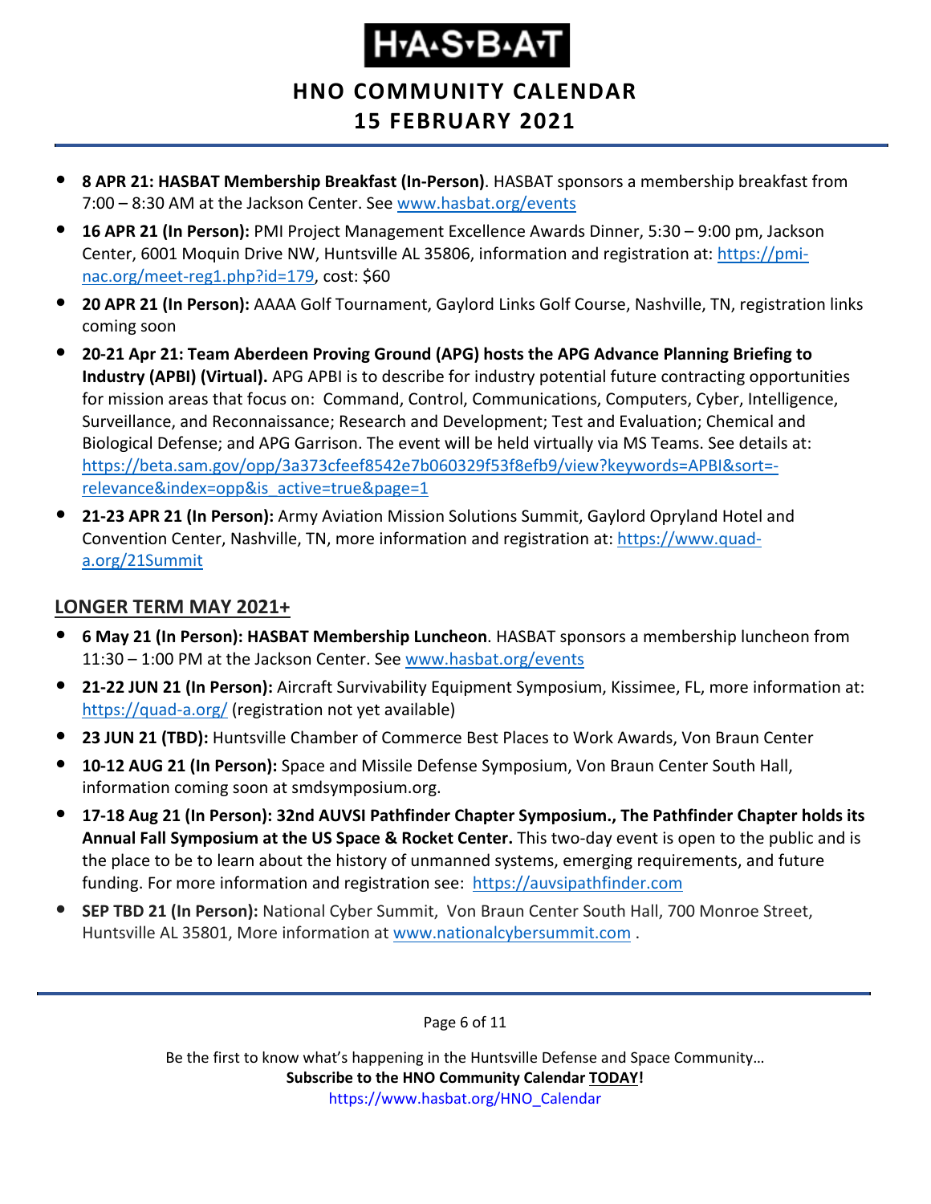- **8 APR 21: HASBAT Membership Breakfast (In-Person)**. HASBAT sponsors a membership breakfast from 7:00 – 8:30 AM at the Jackson Center. See www.hasbat.org/events
- **16 APR 21 (In Person):** PMI Project Management Excellence Awards Dinner, 5:30 – 9:00 pm, Jackson Center, 6001 Moquin Drive NW, Huntsville AL 35806, information and registration at: https://pmi-nac.org/meet-reg1.php?id=179, cost: $60
- **20 APR 21 (In Person):** AAAA Golf Tournament, Gaylord Links Golf Course, Nashville, TN, registration links coming soon
- **20-21 Apr 21: Team Aberdeen Proving Ground (APG) hosts the APG Advance Planning Briefing to Industry (APBI) (Virtual).** APG APBI is to describe for industry potential future contracting opportunities for mission areas that focus on: Command, Control, Communications, Computers, Cyber, Intelligence, Surveillance, and Reconnaissance; Research and Development; Test and Evaluation; Chemical and Biological Defense; and APG Garrison. The event will be held virtually via MS Teams. See details at: https://beta.sam.gov/opp/3a373cfeef8542e7b060329f53f8efb9/view?keywords=APBI&sort=-relevance&index=opp&is_active=true&page=1
- **21-23 APR 21 (In Person):** Army Aviation Mission Solutions Summit, Gaylord Opryland Hotel and Convention Center, Nashville, TN, more information and registration at: https://www.quad-a.org/21Summit

## LONGER TERM MAY 2021+

- **6 May 21 (In Person): HASBAT Membership Luncheon**. HASBAT sponsors a membership luncheon from 11:30 – 1:00 PM at the Jackson Center. See www.hasbat.org/events
- **21-22 JUN 21 (In Person):** Aircraft Survivability Equipment Symposium, Kissimee, FL, more information at: https://quad-a.org/ (registration not yet available)
- **23 JUN 21 (TBD):** Huntsville Chamber of Commerce Best Places to Work Awards, Von Braun Center
- **10-12 AUG 21 (In Person):** Space and Missile Defense Symposium, Von Braun Center South Hall, information coming soon at smdsymposium.org.
- **17-18 Aug 21 (In Person): 32nd AUVSI Pathfinder Chapter Symposium., The Pathfinder Chapter holds its Annual Fall Symposium at the US Space & Rocket Center.** This two-day event is open to the public and is the place to be to learn about the history of unmanned systems, emerging requirements, and future funding. For more information and registration see: https://auvsipathfinder.com
- **SEP TBD 21 (In Person):** National Cyber Summit, Von Braun Center South Hall, 700 Monroe Street, Huntsville AL 35801, More information at www.nationalcybersummit.com .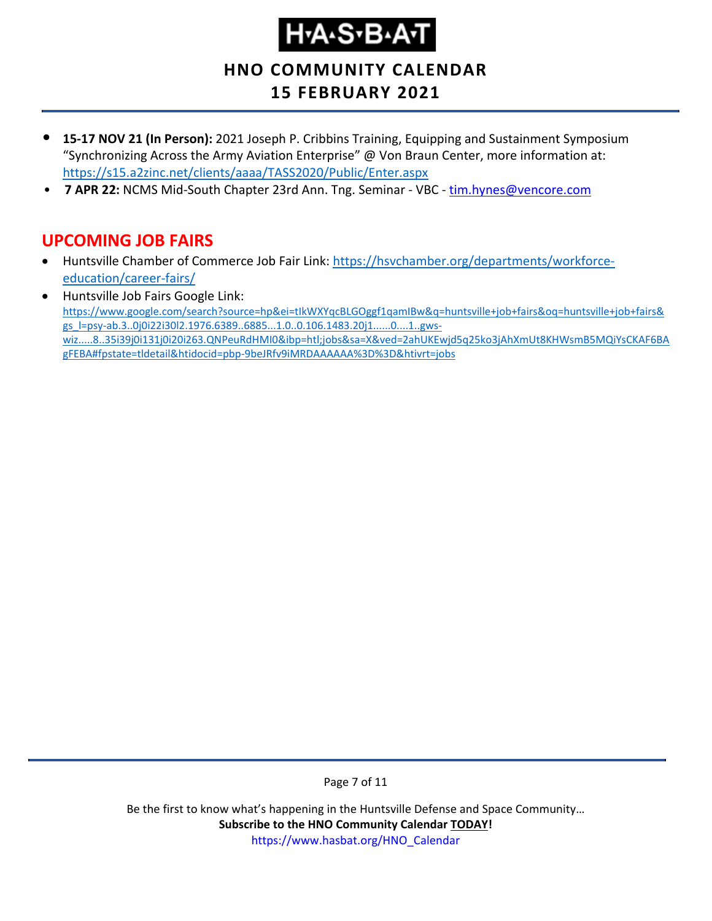- **15-17 NOV 21 (In Person):** 2021 Joseph P. Cribbins Training, Equipping and Sustainment Symposium "Synchronizing Across the Army Aviation Enterprise" @ Von Braun Center, more information at: https://s15.a2zinc.net/clients/aaaa/TASS2020/Public/Enter.aspx
- **7 APR 22:** NCMS Mid-South Chapter 23rd Ann. Tng. Seminar - VBC - tim.hynes@vencore.com

## UPCOMING JOB FAIRS

- Huntsville Chamber of Commerce Job Fair Link: https://hsvchamber.org/departments/workforce-education/career-fairs/
- Huntsville Job Fairs Google Link: https://www.google.com/search?source=hp&ei=tIkWXYqcBLGOggf1qamIBw&q=huntsville+job+fairs&oq=huntsville+job+fairs&gs_l=psy-ab.3..0j0i22i30l2.1976.6389..6885...1.0..0.106.1483.20j1......0....1..gws-wiz.....8..35i39j0i131j0i20i263.QNPeuRdHMI0&ibp=htl;jobs&sa=X&ved=2ahUKEwjd5q25ko3jAhXmUt8KHWsmB5MQiYsCKAF6BAgFEBA#fpstate=tldetail&htidocid=pbp-9beJRfv9iMRDAAAAAA%3D%3D&htivrt=jobs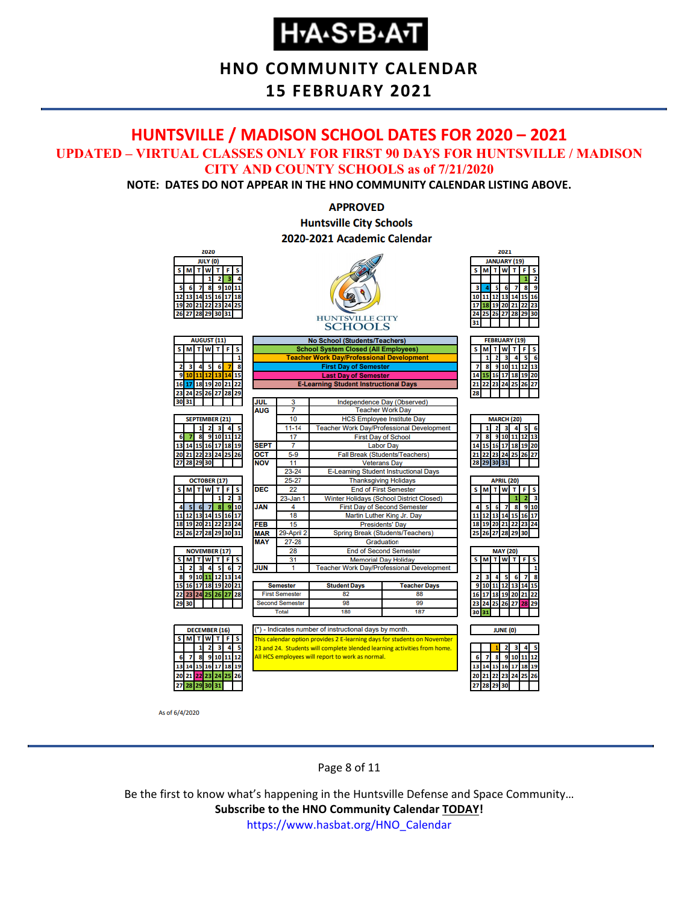# H·A·S·B·A·T

## HNO COMMUNITY CALENDAR
## 15 FEBRUARY 2021

## HUNTSVILLE / MADISON SCHOOL DATES FOR 2020 – 2021

### UPDATED – VIRTUAL CLASSES ONLY FOR FIRST 90 DAYS FOR HUNTSVILLE / MADISON CITY AND COUNTY SCHOOLS as of 7/21/2020

**NOTE: DATES DO NOT APPEAR IN THE HNO COMMUNITY CALENDAR LISTING ABOVE.**

**APPROVED**
**Huntsville City Schools**
**2020-2021 Academic Calendar**

HUNTSVILLE CITY SCHOOLS

**Legend:**
- No School (Students/Teachers)
- School System Closed (All Employees)
- Teacher Work Day/Professional Development
- First Day of Semester
- Last Day of Semester
- E-Learning Student Instructional Days

| Month | Date | Event |
|---|---|---|
| JUL | 3 | Independence Day (Observed) |
| AUG | 7 | Teacher Work Day |
| | 10 | HCS Employee Institute Day |
| | 11-14 | Teacher Work Day/Professional Development |
| | 17 | First Day of School |
| SEPT | 7 | Labor Day |
| OCT | 5-9 | Fall Break (Students/Teachers) |
| NOV | 11 | Veterans Day |
| | 23-24 | E-Learning Student Instructional Days |
| | 25-27 | Thanksgiving Holidays |
| DEC | 22 | End of First Semester |
| | 23-Jan 1 | Winter Holidays (School District Closed) |
| JAN | 4 | First Day of Second Semester |
| | 18 | Martin Luther King Jr. Day |
| FEB | 15 | Presidents' Day |
| MAR | 29-April 2 | Spring Break (Students/Teachers) |
| MAY | 27-28 | Graduation |
| | 28 | End of Second Semester |
| | 31 | Memorial Day Holiday |
| JUN | 1 | Teacher Work Day/Professional Development |

| Semester | Student Days | Teacher Days |
|---|---|---|
| First Semester | 82 | 88 |
| Second Semester | 98 | 99 |
| Total | 180 | 187 |

(*) - Indicates number of instructional days by month.

This calendar option provides 2 E-learning days for students on November 23 and 24. Students will complete blended learning activities from home. All HCS employees will report to work as normal.

**2020**

JULY (0)

| S | M | T | W | T | F | S |
|---|---|---|---|---|---|---|
| | | | 1 | 2 | 3 | 4 |
| 5 | 6 | 7 | 8 | 9 | 10 | 11 |
| 12 | 13 | 14 | 15 | 16 | 17 | 18 |
| 19 | 20 | 21 | 22 | 23 | 24 | 25 |
| 26 | 27 | 28 | 29 | 30 | 31 | |

AUGUST (11)

| S | M | T | W | T | F | S |
|---|---|---|---|---|---|---|
| | | | | | | 1 |
| 2 | 3 | 4 | 5 | 6 | 7 | 8 |
| 9 | 10 | 11 | 12 | 13 | 14 | 15 |
| 16 | 17 | 18 | 19 | 20 | 21 | 22 |
| 23 | 24 | 25 | 26 | 27 | 28 | 29 |
| 30 | 31 | | | | | |

SEPTEMBER (21)

| S | M | T | W | T | F | S |
|---|---|---|---|---|---|---|
| | | 1 | 2 | 3 | 4 | 5 |
| 6 | 7 | 8 | 9 | 10 | 11 | 12 |
| 13 | 14 | 15 | 16 | 17 | 18 | 19 |
| 20 | 21 | 22 | 23 | 24 | 25 | 26 |
| 27 | 28 | 29 | 30 | | | |

OCTOBER (17)

| S | M | T | W | T | F | S |
|---|---|---|---|---|---|---|
| | | | | 1 | 2 | 3 |
| 4 | 5 | 6 | 7 | 8 | 9 | 10 |
| 11 | 12 | 13 | 14 | 15 | 16 | 17 |
| 18 | 19 | 20 | 21 | 22 | 23 | 24 |
| 25 | 26 | 27 | 28 | 29 | 30 | 31 |

NOVEMBER (17)

| S | M | T | W | T | F | S |
|---|---|---|---|---|---|---|
| 1 | 2 | 3 | 4 | 5 | 6 | 7 |
| 8 | 9 | 10 | 11 | 12 | 13 | 14 |
| 15 | 16 | 17 | 18 | 19 | 20 | 21 |
| 22 | 23 | 24 | 25 | 26 | 27 | 28 |
| 29 | 30 | | | | | |

DECEMBER (16)

| S | M | T | W | T | F | S |
|---|---|---|---|---|---|---|
| | | 1 | 2 | 3 | 4 | 5 |
| 6 | 7 | 8 | 9 | 10 | 11 | 12 |
| 13 | 14 | 15 | 16 | 17 | 18 | 19 |
| 20 | 21 | 22 | 23 | 24 | 25 | 26 |
| 27 | 28 | 29 | 30 | 31 | | |

**2021**

JANUARY (19)

| S | M | T | W | T | F | S |
|---|---|---|---|---|---|---|
| | | | | | 1 | 2 |
| 3 | 4 | 5 | 6 | 7 | 8 | 9 |
| 10 | 11 | 12 | 13 | 14 | 15 | 16 |
| 17 | 18 | 19 | 20 | 21 | 22 | 23 |
| 24 | 25 | 26 | 27 | 28 | 29 | 30 |
| 31 | | | | | | |

FEBRUARY (19)

| S | M | T | W | T | F | S |
|---|---|---|---|---|---|---|
| | 1 | 2 | 3 | 4 | 5 | 6 |
| 7 | 8 | 9 | 10 | 11 | 12 | 13 |
| 14 | 15 | 16 | 17 | 18 | 19 | 20 |
| 21 | 22 | 23 | 24 | 25 | 26 | 27 |
| 28 | | | | | | |

MARCH (20)

| S | M | T | W | T | F | S |
|---|---|---|---|---|---|---|
| | 1 | 2 | 3 | 4 | 5 | 6 |
| 7 | 8 | 9 | 10 | 11 | 12 | 13 |
| 14 | 15 | 16 | 17 | 18 | 19 | 20 |
| 21 | 22 | 23 | 24 | 25 | 26 | 27 |
| 28 | 29 | 30 | 31 | | | |

APRIL (20)

| S | M | T | W | T | F | S |
|---|---|---|---|---|---|---|
| | | | | 1 | 2 | 3 |
| 4 | 5 | 6 | 7 | 8 | 9 | 10 |
| 11 | 12 | 13 | 14 | 15 | 16 | 17 |
| 18 | 19 | 20 | 21 | 22 | 23 | 24 |
| 25 | 26 | 27 | 28 | 29 | 30 | |

MAY (20)

| S | M | T | W | T | F | S |
|---|---|---|---|---|---|---|
| | | | | | | 1 |
| 2 | 3 | 4 | 5 | 6 | 7 | 8 |
| 9 | 10 | 11 | 12 | 13 | 14 | 15 |
| 16 | 17 | 18 | 19 | 20 | 21 | 22 |
| 23 | 24 | 25 | 26 | 27 | 28 | 29 |
| 30 | 31 | | | | | |

JUNE (0)

| S | M | T | W | T | F | S |
|---|---|---|---|---|---|---|
| | | 1 | 2 | 3 | 4 | 5 |
| 6 | 7 | 8 | 9 | 10 | 11 | 12 |
| 13 | 14 | 15 | 16 | 17 | 18 | 19 |
| 20 | 21 | 22 | 23 | 24 | 25 | 26 |
| 27 | 28 | 29 | 30 | | | |

As of 6/4/2020

Be the first to know what's happening in the Huntsville Defense and Space Community…
**Subscribe to the HNO Community Calendar TODAY!**
https://www.hasbat.org/HNO_Calendar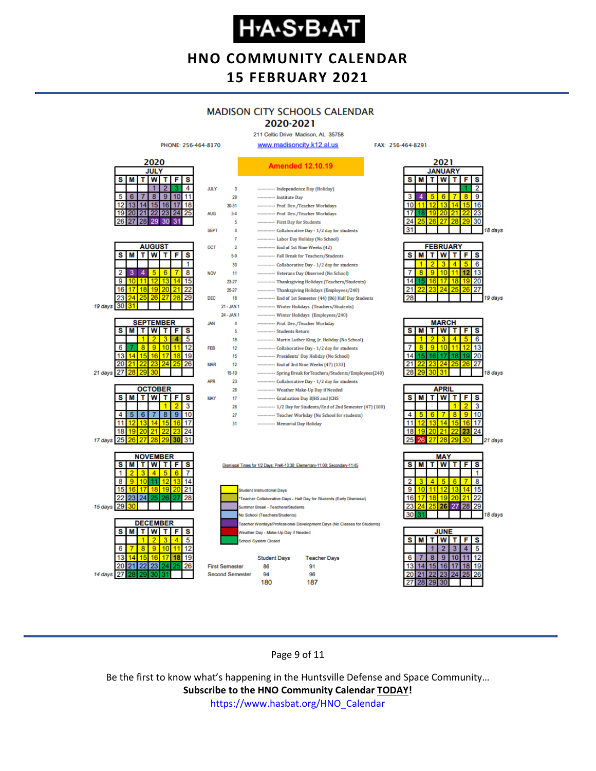# HNO COMMUNITY CALENDAR
## 15 FEBRUARY 2021

## MADISON CITY SCHOOLS CALENDAR
## 2020-2021

211 Celtic Drive Madison, AL 35758

PHONE: 256-464-8370 www.madisoncity.k12.al.us FAX: 256-464-8291

**Amended 12.10.19**

| Month | Date | Event |
|---|---|---|
| JULY | 3 | Independence Day (Holiday) |
| | 29 | Institute Day |
| | 30-31 | Prof. Dev./Teacher Workdays |
| AUG | 3-4 | Prof. Dev./Teacher Workdays |
| | 5 | First Day for Students |
| SEPT | 4 | Collaborative Day - 1/2 day for students |
| | 7 | Labor Day Holiday (No School) |
| OCT | 2 | End of 1st Nine Weeks (42) |
| | 5-9 | Fall Break for Teachers/Students |
| | 30 | Collaborative Day - 1/2 day for students |
| NOV | 11 | Veterans Day Observed (No School) |
| | 23-27 | Thanksgiving Holidays (Teachers/Students) |
| | 25-27 | Thanksgiving Holidays (Employees/240) |
| DEC | 18 | End of 1st Semester (44) (86) Half Day Students |
| | 21 - JAN 1 | Winter Holidays (Teachers/Students) |
| | 24 - JAN 1 | Winter Holidays (Employees/240) |
| JAN | 4 | Prof. Dev./Teacher Workday |
| | 5 | Students Return |
| | 18 | Martin Luther King, Jr. Holiday (No School) |
| FEB | 12 | Collaborative Day - 1/2 day for students |
| | 15 | Presidents' Day Holiday (No School) |
| MAR | 12 | End of 3rd Nine Weeks (47) (133) |
| | 15-19 | Spring Break for Teachers/Students/Employees(240) |
| APR | 23 | Collaborative Day - 1/2 day for students |
| | 26 | Weather Make-Up Day if Needed |
| MAY | 17 | Graduation Day BJHS and JCHS |
| | 26 | 1/2 Day for Students/End of 2nd Semester (47) (180) |
| | 27 | Teacher Workday (No School for students) |
| | 31 | Memorial Day Holiday |

Dismissal Times for 1/2 Days: PreK-10:30; Elementary-11:00; Secondary-11:45

Legend:
- Student Instructional Days
- *Teacher Collaborative Days - Half Day for Students (Early Dismissal)
- Summer Break - Teachers/Students
- No School (Teachers/Students)
- Teacher Wordays/Professional Development Days (No Classes for Students)
- Weather Day - Make-Up Day if Needed
- School System Closed

| | Student Days | Teacher Days |
|---|---|---|
| First Semester | 86 | 91 |
| Second Semester | 94 | 96 |
| | 180 | 187 |

### 2020

**JULY**

| S | M | T | W | T | F | S |
|---|---|---|---|---|---|---|
| | | | 1 | 2 | 3 | 4 |
| 5 | 6 | 7 | 8 | 9 | 10 | 11 |
| 12 | 13 | 14 | 15 | 16 | 17 | 18 |
| 19 | 20 | 21 | 22 | 23 | 24 | 25 |
| 26 | 27 | 28 | 29 | 30 | 31 | |

**AUGUST** (19 days)

| S | M | T | W | T | F | S |
|---|---|---|---|---|---|---|
| | | | | | | 1 |
| 2 | 3 | 4 | 5 | 6 | 7 | 8 |
| 9 | 10 | 11 | 12 | 13 | 14 | 15 |
| 16 | 17 | 18 | 19 | 20 | 21 | 22 |
| 23 | 24 | 25 | 26 | 27 | 28 | 29 |
| 30 | 31 | | | | | |

**SEPTEMBER** (21 days)

| S | M | T | W | T | F | S |
|---|---|---|---|---|---|---|
| | | 1 | 2 | 3 | 4 | 5 |
| 6 | 7 | 8 | 9 | 10 | 11 | 12 |
| 13 | 14 | 15 | 16 | 17 | 18 | 19 |
| 20 | 21 | 22 | 23 | 24 | 25 | 26 |
| 27 | 28 | 29 | 30 | | | |

**OCTOBER** (17 days)

| S | M | T | W | T | F | S |
|---|---|---|---|---|---|---|
| | | | | 1 | 2 | 3 |
| 4 | 5 | 6 | 7 | 8 | 9 | 10 |
| 11 | 12 | 13 | 14 | 15 | 16 | 17 |
| 18 | 19 | 20 | 21 | 22 | 23 | 24 |
| 25 | 26 | 27 | 28 | 29 | 30 | 31 |

**NOVEMBER** (15 days)

| S | M | T | W | T | F | S |
|---|---|---|---|---|---|---|
| 1 | 2 | 3 | 4 | 5 | 6 | 7 |
| 8 | 9 | 10 | 11 | 12 | 13 | 14 |
| 15 | 16 | 17 | 18 | 19 | 20 | 21 |
| 22 | 23 | 24 | 25 | 26 | 27 | 28 |
| 29 | 30 | | | | | |

**DECEMBER** (14 days)

| S | M | T | W | T | F | S |
|---|---|---|---|---|---|---|
| | | 1 | 2 | 3 | 4 | 5 |
| 6 | 7 | 8 | 9 | 10 | 11 | 12 |
| 13 | 14 | 15 | 16 | 17 | 18 | 19 |
| 20 | 21 | 22 | 23 | 24 | 25 | 26 |
| 27 | 28 | 29 | 30 | 31 | | |

### 2021

**JANUARY** (18 days)

| S | M | T | W | T | F | S |
|---|---|---|---|---|---|---|
| | | | | | 1 | 2 |
| 3 | 4 | 5 | 6 | 7 | 8 | 9 |
| 10 | 11 | 12 | 13 | 14 | 15 | 16 |
| 17 | 18 | 19 | 20 | 21 | 22 | 23 |
| 24 | 25 | 26 | 27 | 28 | 29 | 30 |
| 31 | | | | | | |

**FEBRUARY** (19 days)

| S | M | T | W | T | F | S |
|---|---|---|---|---|---|---|
| | 1 | 2 | 3 | 4 | 5 | 6 |
| 7 | 8 | 9 | 10 | 11 | 12 | 13 |
| 14 | 15 | 16 | 17 | 18 | 19 | 20 |
| 21 | 22 | 23 | 24 | 25 | 26 | 27 |
| 28 | | | | | | |

**MARCH** (18 days)

| S | M | T | W | T | F | S |
|---|---|---|---|---|---|---|
| | 1 | 2 | 3 | 4 | 5 | 6 |
| 7 | 8 | 9 | 10 | 11 | 12 | 13 |
| 14 | 15 | 16 | 17 | 18 | 19 | 20 |
| 21 | 22 | 23 | 24 | 25 | 26 | 27 |
| 28 | 29 | 30 | 31 | | | |

**APRIL** (21 days)

| S | M | T | W | T | F | S |
|---|---|---|---|---|---|---|
| | | | | 1 | 2 | 3 |
| 4 | 5 | 6 | 7 | 8 | 9 | 10 |
| 11 | 12 | 13 | 14 | 15 | 16 | 17 |
| 18 | 19 | 20 | 21 | 22 | 23 | 24 |
| 25 | 26 | 27 | 28 | 29 | 30 | |

**MAY** (18 days)

| S | M | T | W | T | F | S |
|---|---|---|---|---|---|---|
| | | | | | | 1 |
| 2 | 3 | 4 | 5 | 6 | 7 | 8 |
| 9 | 10 | 11 | 12 | 13 | 14 | 15 |
| 16 | 17 | 18 | 19 | 20 | 21 | 22 |
| 23 | 24 | 25 | 26 | 27 | 28 | 29 |
| 30 | 31 | | | | | |

**JUNE**

| S | M | T | W | T | F | S |
|---|---|---|---|---|---|---|
| | | 1 | 2 | 3 | 4 | 5 |
| 6 | 7 | 8 | 9 | 10 | 11 | 12 |
| 13 | 14 | 15 | 16 | 17 | 18 | 19 |
| 20 | 21 | 22 | 23 | 24 | 25 | 26 |
| 27 | 28 | 29 | 30 | | | |

Be the first to know what's happening in the Huntsville Defense and Space Community…
**Subscribe to the HNO Community Calendar TODAY!**
https://www.hasbat.org/HNO_Calendar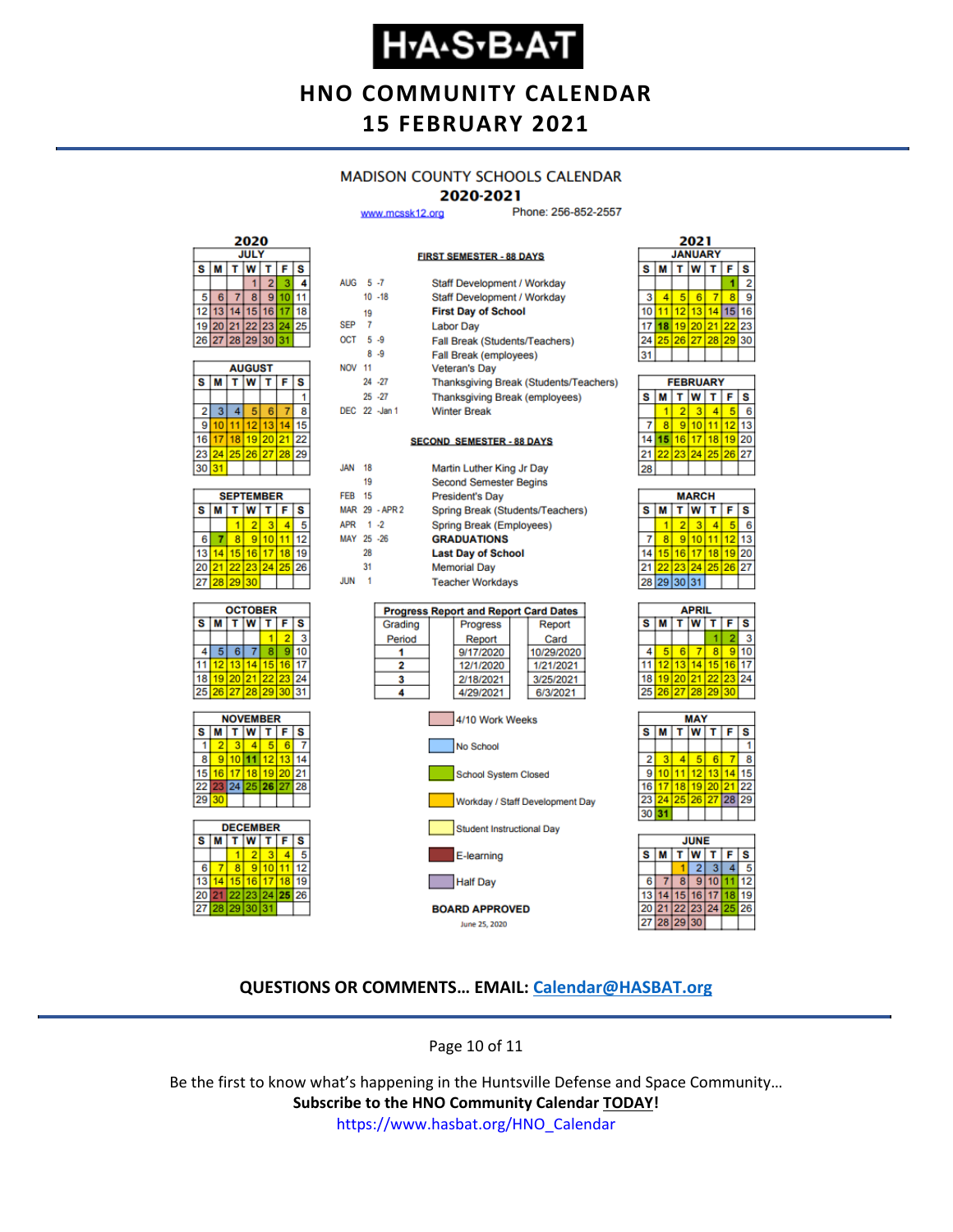**H·A·S·B·A·T**

# HNO COMMUNITY CALENDAR
## 15 FEBRUARY 2021

### MADISON COUNTY SCHOOLS CALENDAR
### 2020-2021

www.mcssk12.org Phone: 256-852-2557

**FIRST SEMESTER - 88 DAYS**

| | | |
|---|---|---|
| AUG | 5 -7 | Staff Development / Workday |
| | 10 -18 | Staff Development / Workday |
| | 19 | **First Day of School** |
| SEP | 7 | Labor Day |
| OCT | 5 -9 | Fall Break (Students/Teachers) |
| | 8 -9 | Fall Break (employees) |
| NOV | 11 | Veteran's Day |
| | 24 -27 | Thanksgiving Break (Students/Teachers) |
| | 25 -27 | Thanksgiving Break (employees) |
| DEC | 22 -Jan 1 | Winter Break |

**SECOND SEMESTER - 88 DAYS**

| | | |
|---|---|---|
| JAN | 18 | Martin Luther King Jr Day |
| | 19 | Second Semester Begins |
| FEB | 15 | President's Day |
| MAR | 29 - APR 2 | Spring Break (Students/Teachers) |
| APR | 1 -2 | Spring Break (Employees) |
| MAY | 25 -26 | **GRADUATIONS** |
| | 28 | **Last Day of School** |
| | 31 | Memorial Day |
| JUN | 1 | Teacher Workdays |

**Progress Report and Report Card Dates**

| Grading Period | Progress Report | Report Card |
|---|---|---|
| 1 | 9/17/2020 | 10/29/2020 |
| 2 | 12/1/2020 | 1/21/2021 |
| 3 | 2/18/2021 | 3/25/2021 |
| 4 | 4/29/2021 | 6/3/2021 |

Legend:
- 4/10 Work Weeks
- No School
- School System Closed
- Workday / Staff Development Day
- Student Instructional Day
- E-learning
- Half Day

**BOARD APPROVED**

June 25, 2020

**2020**

**JULY**

| S | M | T | W | T | F | S |
|---|---|---|---|---|---|---|
| | | | 1 | 2 | 3 | 4 |
| 5 | 6 | 7 | 8 | 9 | 10 | 11 |
| 12 | 13 | 14 | 15 | 16 | 17 | 18 |
| 19 | 20 | 21 | 22 | 23 | 24 | 25 |
| 26 | 27 | 28 | 29 | 30 | 31 | |

**AUGUST**

| S | M | T | W | T | F | S |
|---|---|---|---|---|---|---|
| | | | | | | 1 |
| 2 | 3 | 4 | 5 | 6 | 7 | 8 |
| 9 | 10 | 11 | 12 | 13 | 14 | 15 |
| 16 | 17 | 18 | 19 | 20 | 21 | 22 |
| 23 | 24 | 25 | 26 | 27 | 28 | 29 |
| 30 | 31 | | | | | |

**SEPTEMBER**

| S | M | T | W | T | F | S |
|---|---|---|---|---|---|---|
| | | 1 | 2 | 3 | 4 | 5 |
| 6 | 7 | 8 | 9 | 10 | 11 | 12 |
| 13 | 14 | 15 | 16 | 17 | 18 | 19 |
| 20 | 21 | 22 | 23 | 24 | 25 | 26 |
| 27 | 28 | 29 | 30 | | | |

**OCTOBER**

| S | M | T | W | T | F | S |
|---|---|---|---|---|---|---|
| | | | | 1 | 2 | 3 |
| 4 | 5 | 6 | 7 | 8 | 9 | 10 |
| 11 | 12 | 13 | 14 | 15 | 16 | 17 |
| 18 | 19 | 20 | 21 | 22 | 23 | 24 |
| 25 | 26 | 27 | 28 | 29 | 30 | 31 |

**NOVEMBER**

| S | M | T | W | T | F | S |
|---|---|---|---|---|---|---|
| 1 | 2 | 3 | 4 | 5 | 6 | 7 |
| 8 | 9 | 10 | 11 | 12 | 13 | 14 |
| 15 | 16 | 17 | 18 | 19 | 20 | 21 |
| 22 | 23 | 24 | 25 | 26 | 27 | 28 |
| 29 | 30 | | | | | |

**DECEMBER**

| S | M | T | W | T | F | S |
|---|---|---|---|---|---|---|
| | | 1 | 2 | 3 | 4 | 5 |
| 6 | 7 | 8 | 9 | 10 | 11 | 12 |
| 13 | 14 | 15 | 16 | 17 | 18 | 19 |
| 20 | 21 | 22 | 23 | 24 | 25 | 26 |
| 27 | 28 | 29 | 30 | 31 | | |

**2021**

**JANUARY**

| S | M | T | W | T | F | S |
|---|---|---|---|---|---|---|
| | | | | | 1 | 2 |
| 3 | 4 | 5 | 6 | 7 | 8 | 9 |
| 10 | 11 | 12 | 13 | 14 | 15 | 16 |
| 17 | 18 | 19 | 20 | 21 | 22 | 23 |
| 24 | 25 | 26 | 27 | 28 | 29 | 30 |
| 31 | | | | | | |

**FEBRUARY**

| S | M | T | W | T | F | S |
|---|---|---|---|---|---|---|
| | 1 | 2 | 3 | 4 | 5 | 6 |
| 7 | 8 | 9 | 10 | 11 | 12 | 13 |
| 14 | 15 | 16 | 17 | 18 | 19 | 20 |
| 21 | 22 | 23 | 24 | 25 | 26 | 27 |
| 28 | | | | | | |

**MARCH**

| S | M | T | W | T | F | S |
|---|---|---|---|---|---|---|
| | 1 | 2 | 3 | 4 | 5 | 6 |
| 7 | 8 | 9 | 10 | 11 | 12 | 13 |
| 14 | 15 | 16 | 17 | 18 | 19 | 20 |
| 21 | 22 | 23 | 24 | 25 | 26 | 27 |
| 28 | 29 | 30 | 31 | | | |

**APRIL**

| S | M | T | W | T | F | S |
|---|---|---|---|---|---|---|
| | | | | 1 | 2 | 3 |
| 4 | 5 | 6 | 7 | 8 | 9 | 10 |
| 11 | 12 | 13 | 14 | 15 | 16 | 17 |
| 18 | 19 | 20 | 21 | 22 | 23 | 24 |
| 25 | 26 | 27 | 28 | 29 | 30 | |

**MAY**

| S | M | T | W | T | F | S |
|---|---|---|---|---|---|---|
| | | | | | | 1 |
| 2 | 3 | 4 | 5 | 6 | 7 | 8 |
| 9 | 10 | 11 | 12 | 13 | 14 | 15 |
| 16 | 17 | 18 | 19 | 20 | 21 | 22 |
| 23 | 24 | 25 | 26 | 27 | 28 | 29 |
| 30 | 31 | | | | | |

**JUNE**

| S | M | T | W | T | F | S |
|---|---|---|---|---|---|---|
| | | 1 | 2 | 3 | 4 | 5 |
| 6 | 7 | 8 | 9 | 10 | 11 | 12 |
| 13 | 14 | 15 | 16 | 17 | 18 | 19 |
| 20 | 21 | 22 | 23 | 24 | 25 | 26 |
| 27 | 28 | 29 | 30 | | | |

**QUESTIONS OR COMMENTS… EMAIL: Calendar@HASBAT.org**

Be the first to know what's happening in the Huntsville Defense and Space Community…
**Subscribe to the HNO Community Calendar TODAY!**
https://www.hasbat.org/HNO_Calendar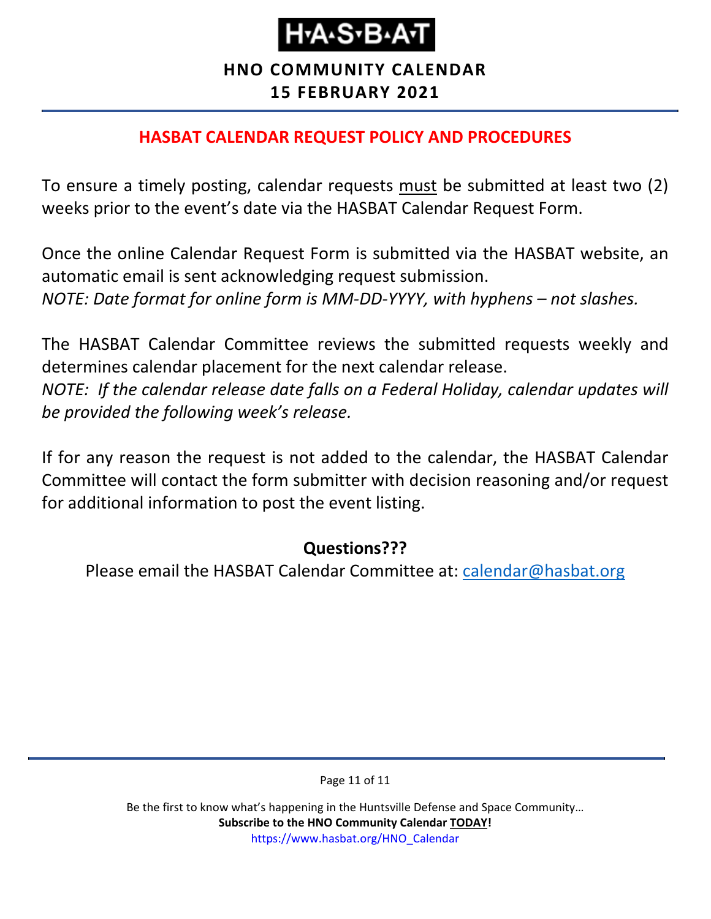# H·A·S·B·A·T

## HNO COMMUNITY CALENDAR
## 15 FEBRUARY 2021

### HASBAT CALENDAR REQUEST POLICY AND PROCEDURES

To ensure a timely posting, calendar requests must be submitted at least two (2) weeks prior to the event's date via the HASBAT Calendar Request Form.

Once the online Calendar Request Form is submitted via the HASBAT website, an automatic email is sent acknowledging request submission.
*NOTE: Date format for online form is MM-DD-YYYY, with hyphens – not slashes.*

The HASBAT Calendar Committee reviews the submitted requests weekly and determines calendar placement for the next calendar release.
*NOTE: If the calendar release date falls on a Federal Holiday, calendar updates will be provided the following week's release.*

If for any reason the request is not added to the calendar, the HASBAT Calendar Committee will contact the form submitter with decision reasoning and/or request for additional information to post the event listing.

**Questions???**

Please email the HASBAT Calendar Committee at: calendar@hasbat.org

Be the first to know what's happening in the Huntsville Defense and Space Community…
**Subscribe to the HNO Community Calendar TODAY!**
https://www.hasbat.org/HNO_Calendar